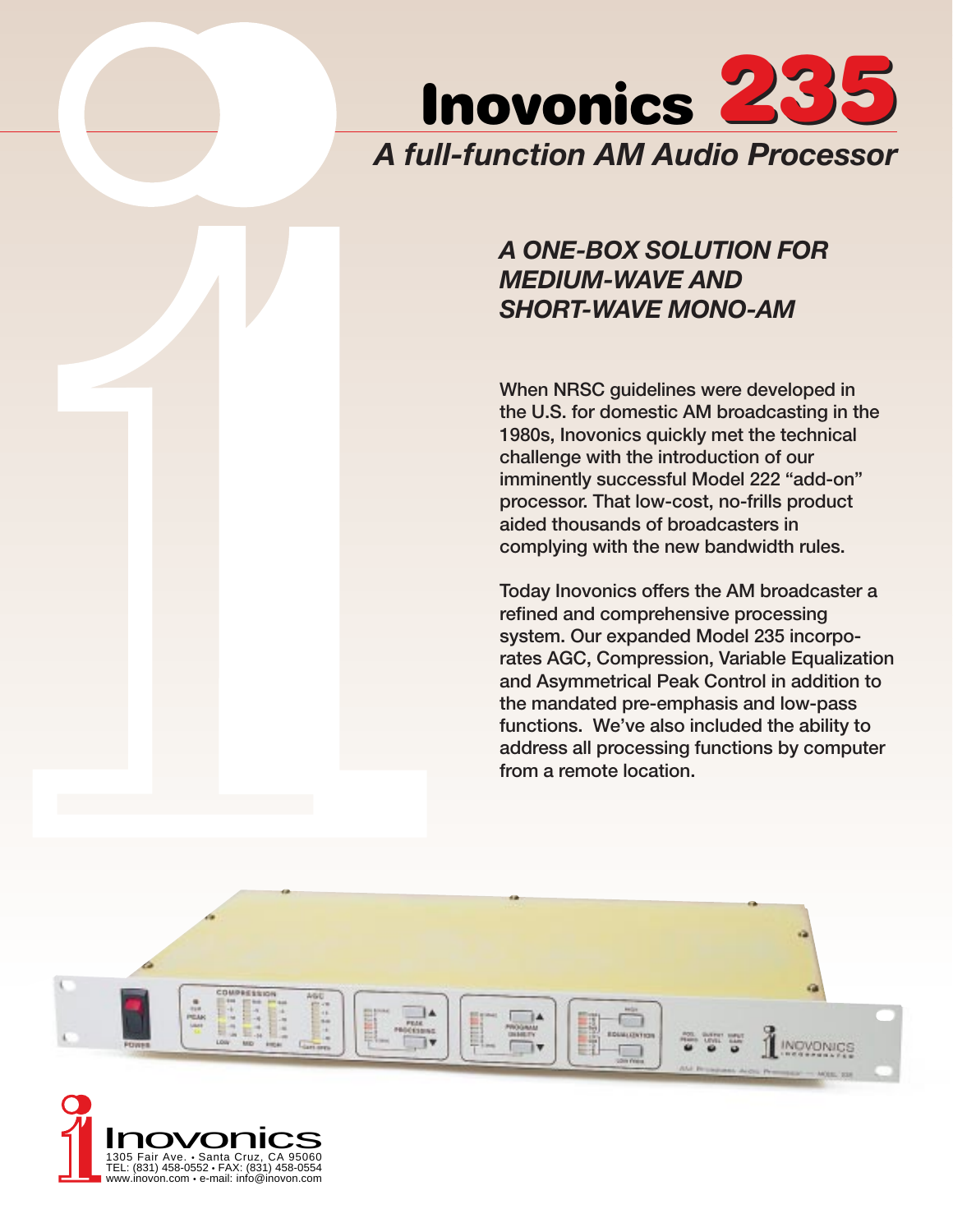# Inovonics 235

*A full-function AM Audio Processor*

## *A ONE-BOX SOLUTION FOR MEDIUM-WAVE AND SHORT-WAVE MONO-AM*

When NRSC guidelines were developed in the U.S. for domestic AM broadcasting in the 1980s, Inovonics quickly met the technical challenge with the introduction of our imminently successful Model 222 "add-on" processor. That low-cost, no-frills product aided thousands of broadcasters in complying with the new bandwidth rules.

Today Inovonics offers the AM broadcaster a refined and comprehensive processing system. Our expanded Model 235 incorporates AGC, Compression, Variable Equalization and Asymmetrical Peak Control in addition to the mandated pre-emphasis and low-pass functions. We've also included the ability to address all processing functions by computer from a remote location.

Inovonics
1305 Fair Ave. • Santa Cruz, CA 95060
TEL: (831) 458-0552 • FAX: (831) 458-0554
www.inovon.com • e-mail: info@inovon.com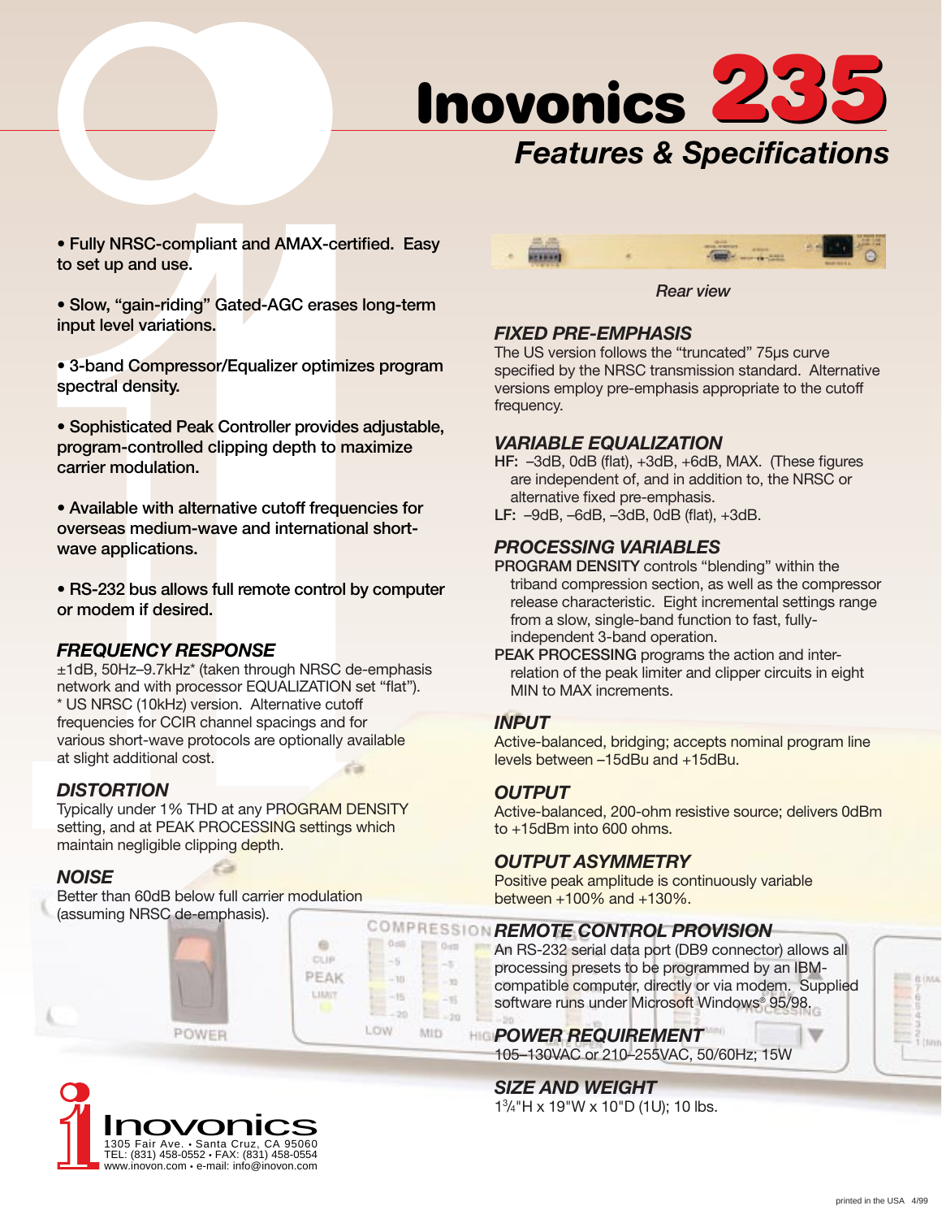# Inovonics 235

## *Features & Specifications*

- Fully NRSC-compliant and AMAX-certified. Easy to set up and use.
- Slow, "gain-riding" Gated-AGC erases long-term input level variations.
- 3-band Compressor/Equalizer optimizes program spectral density.
- Sophisticated Peak Controller provides adjustable, program-controlled clipping depth to maximize carrier modulation.
- Available with alternative cutoff frequencies for overseas medium-wave and international short-wave applications.
- RS-232 bus allows full remote control by computer or modem if desired.

### *FREQUENCY RESPONSE*

±1dB, 50Hz–9.7kHz* (taken through NRSC de-emphasis network and with processor EQUALIZATION set "flat").
* US NRSC (10kHz) version. Alternative cutoff frequencies for CCIR channel spacings and for various short-wave protocols are optionally available at slight additional cost.

### *DISTORTION*

Typically under 1% THD at any PROGRAM DENSITY setting, and at PEAK PROCESSING settings which maintain negligible clipping depth.

### *NOISE*

Better than 60dB below full carrier modulation (assuming NRSC de-emphasis).

*Rear view*

### *FIXED PRE-EMPHASIS*

The US version follows the "truncated" 75µs curve specified by the NRSC transmission standard. Alternative versions employ pre-emphasis appropriate to the cutoff frequency.

### *VARIABLE EQUALIZATION*

**HF:** –3dB, 0dB (flat), +3dB, +6dB, MAX. (These figures are independent of, and in addition to, the NRSC or alternative fixed pre-emphasis.

**LF:** –9dB, –6dB, –3dB, 0dB (flat), +3dB.

### *PROCESSING VARIABLES*

**PROGRAM DENSITY** controls "blending" within the triband compression section, as well as the compressor release characteristic. Eight incremental settings range from a slow, single-band function to fast, fully-independent 3-band operation.

**PEAK PROCESSING** programs the action and inter-relation of the peak limiter and clipper circuits in eight MIN to MAX increments.

### *INPUT*

Active-balanced, bridging; accepts nominal program line levels between –15dBu and +15dBu.

### *OUTPUT*

Active-balanced, 200-ohm resistive source; delivers 0dBm to +15dBm into 600 ohms.

### *OUTPUT ASYMMETRY*

Positive peak amplitude is continuously variable between +100% and +130%.

### *REMOTE CONTROL PROVISION*

An RS-232 serial data port (DB9 connector) allows all processing presets to be programmed by an IBM-compatible computer, directly or via modem. Supplied software runs under Microsoft Windows® 95/98.

### *POWER REQUIREMENT*

105–130VAC or 210–255VAC, 50/60Hz; 15W

### *SIZE AND WEIGHT*

1¾"H x 19"W x 10"D (1U); 10 lbs.

**Inovonics**
1305 Fair Ave. • Santa Cruz, CA 95060
TEL: (831) 458-0552 • FAX: (831) 458-0554
www.inovon.com • e-mail: info@inovon.com

printed in the USA 4/99